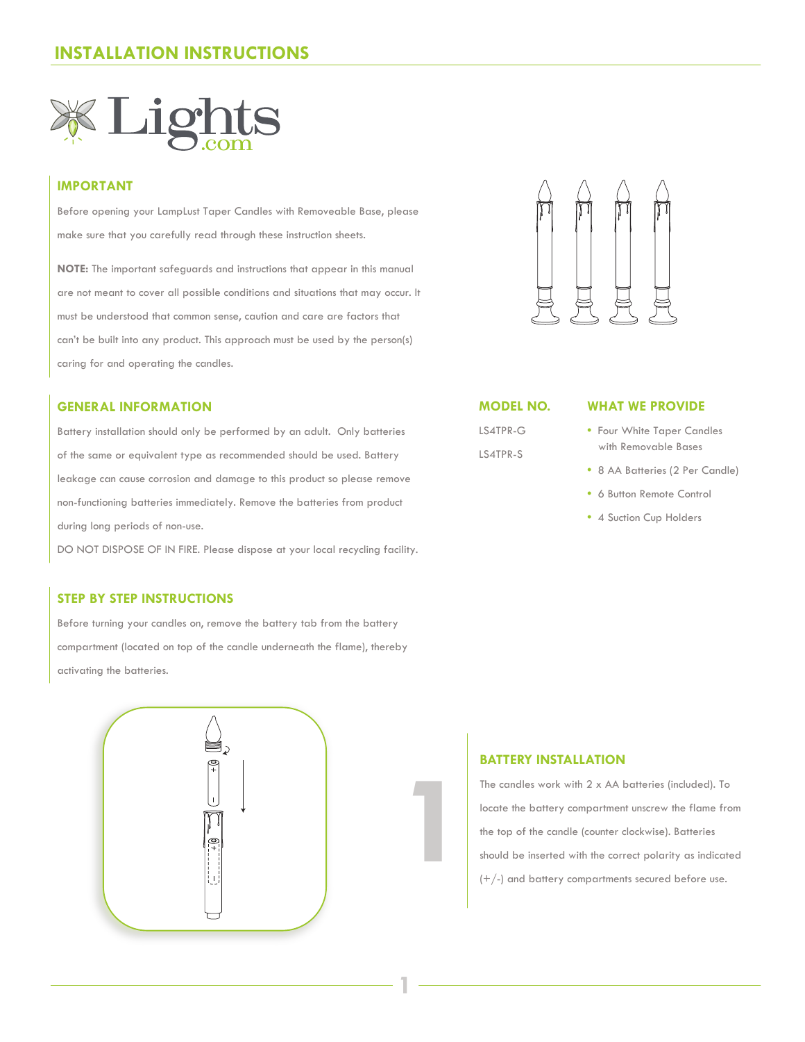# INSTALLATION INSTRUCTIONS

Lights.com

## IMPORTANT

Before opening your LampLust Taper Candles with Removeable Base, please make sure that you carefully read through these instruction sheets.

**NOTE:** The important safeguards and instructions that appear in this manual are not meant to cover all possible conditions and situations that may occur. It must be understood that common sense, caution and care are factors that can't be built into any product. This approach must be used by the person(s) caring for and operating the candles.

## GENERAL INFORMATION

Battery installation should only be performed by an adult. Only batteries of the same or equivalent type as recommended should be used. Battery leakage can cause corrosion and damage to this product so please remove non-functioning batteries immediately. Remove the batteries from product during long periods of non-use.

DO NOT DISPOSE OF IN FIRE. Please dispose at your local recycling facility.

## MODEL NO.

LS4TPR-G

LS4TPR-S

## WHAT WE PROVIDE

- Four White Taper Candles with Removable Bases
- 8 AA Batteries (2 Per Candle)
- 6 Button Remote Control
- 4 Suction Cup Holders

## STEP BY STEP INSTRUCTIONS

Before turning your candles on, remove the battery tab from the battery compartment (located on top of the candle underneath the flame), thereby activating the batteries.

1

### BATTERY INSTALLATION

The candles work with 2 x AA batteries (included). To locate the battery compartment unscrew the flame from the top of the candle (counter clockwise). Batteries should be inserted with the correct polarity as indicated (+/-) and battery compartments secured before use.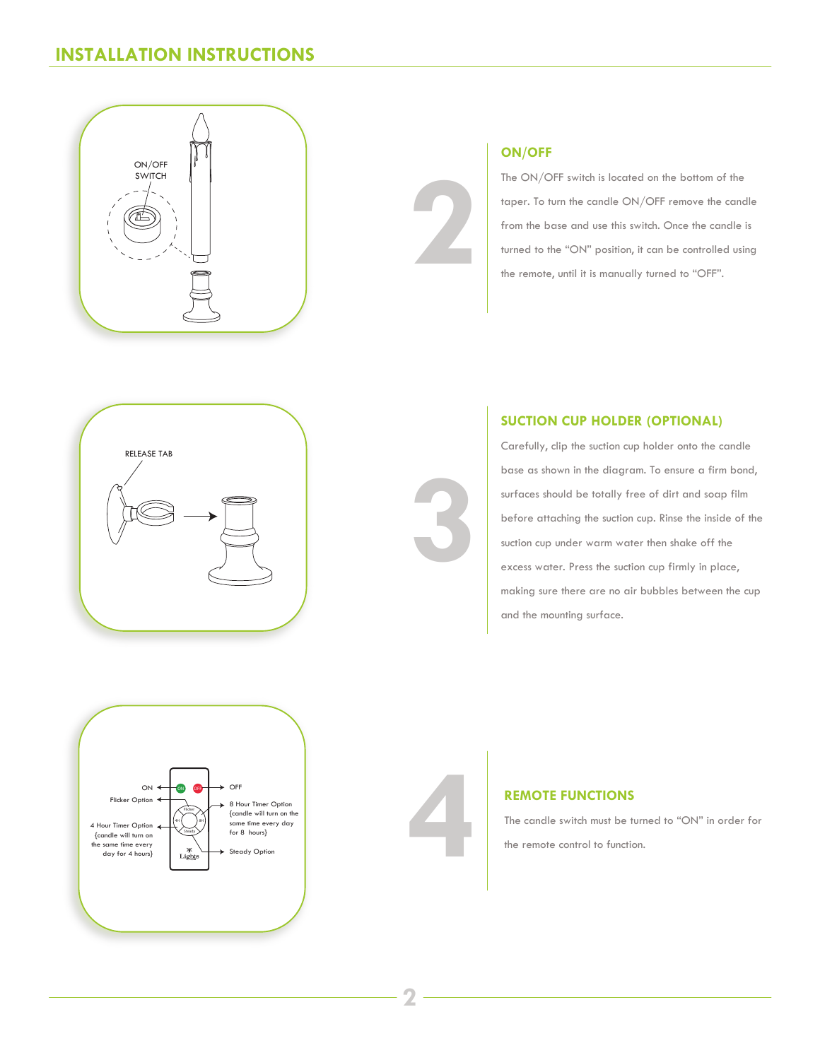# INSTALLATION INSTRUCTIONS

ON/OFF
SWITCH

2

## ON/OFF

The ON/OFF switch is located on the bottom of the taper. To turn the candle ON/OFF remove the candle from the base and use this switch. Once the candle is turned to the "ON" position, it can be controlled using the remote, until it is manually turned to "OFF".

RELEASE TAB

3

## SUCTION CUP HOLDER (OPTIONAL)

Carefully, clip the suction cup holder onto the candle base as shown in the diagram. To ensure a firm bond, surfaces should be totally free of dirt and soap film before attaching the suction cup. Rinse the inside of the suction cup under warm water then shake off the excess water. Press the suction cup firmly in place, making sure there are no air bubbles between the cup and the mounting surface.

ON

Flicker Option

4 Hour Timer Option {candle will turn on the same time every day for 4 hours}

OFF

8 Hour Timer Option {candle will turn on the same time every day for 8 hours}

Steady Option

4

## REMOTE FUNCTIONS

The candle switch must be turned to "ON" in order for the remote control to function.